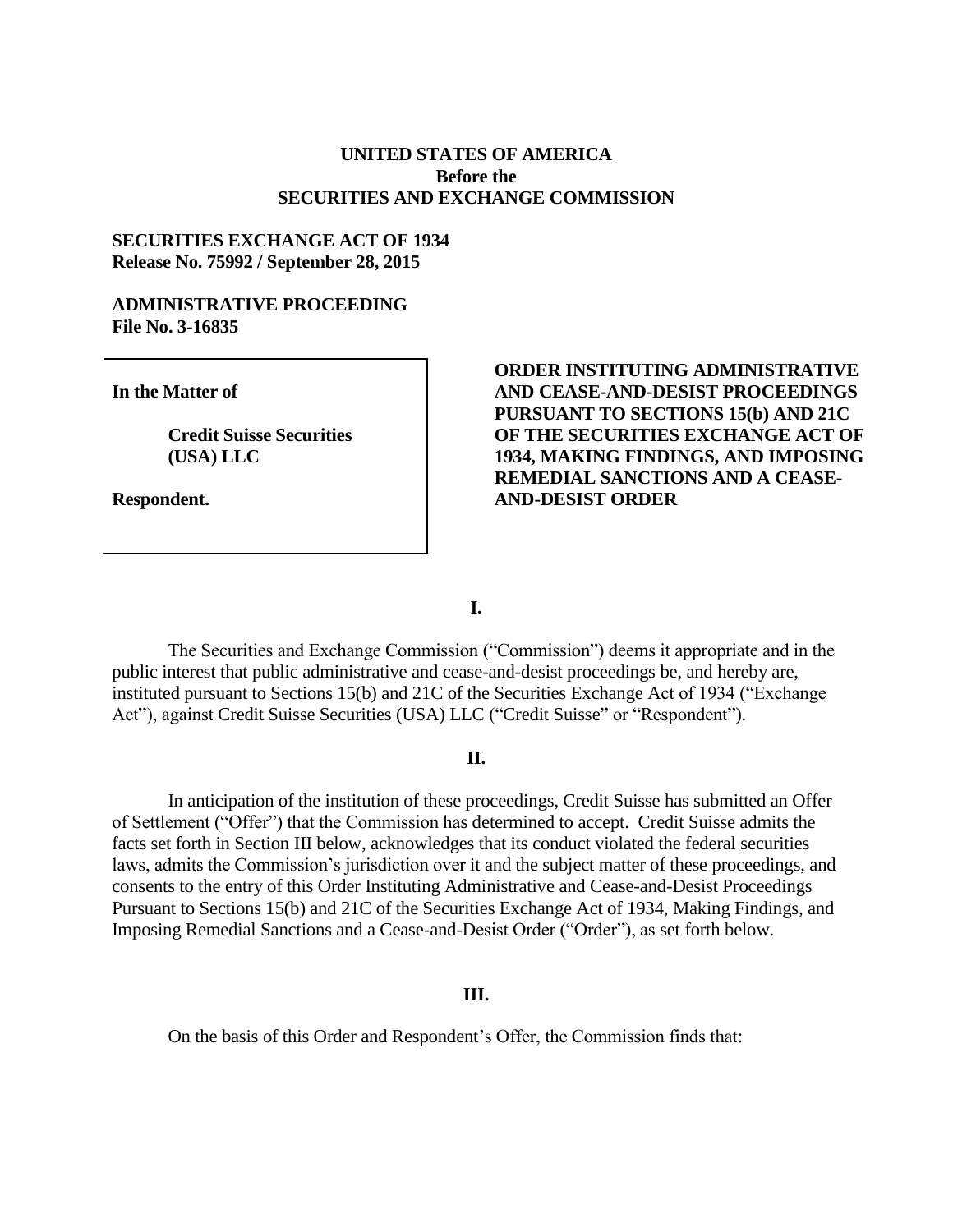**UNITED STATES OF AMERICA**
**Before the**
**SECURITIES AND EXCHANGE COMMISSION**

**SECURITIES EXCHANGE ACT OF 1934**
**Release No. 75992 / September 28, 2015**

**ADMINISTRATIVE PROCEEDING**
**File No. 3-16835**

**In the Matter of**

**Credit Suisse Securities (USA) LLC**

**Respondent.**

**ORDER INSTITUTING ADMINISTRATIVE AND CEASE-AND-DESIST PROCEEDINGS PURSUANT TO SECTIONS 15(b) AND 21C OF THE SECURITIES EXCHANGE ACT OF 1934, MAKING FINDINGS, AND IMPOSING REMEDIAL SANCTIONS AND A CEASE-AND-DESIST ORDER**

## I.

The Securities and Exchange Commission ("Commission") deems it appropriate and in the public interest that public administrative and cease-and-desist proceedings be, and hereby are, instituted pursuant to Sections 15(b) and 21C of the Securities Exchange Act of 1934 ("Exchange Act"), against Credit Suisse Securities (USA) LLC ("Credit Suisse" or "Respondent").

## II.

In anticipation of the institution of these proceedings, Credit Suisse has submitted an Offer of Settlement ("Offer") that the Commission has determined to accept. Credit Suisse admits the facts set forth in Section III below, acknowledges that its conduct violated the federal securities laws, admits the Commission's jurisdiction over it and the subject matter of these proceedings, and consents to the entry of this Order Instituting Administrative and Cease-and-Desist Proceedings Pursuant to Sections 15(b) and 21C of the Securities Exchange Act of 1934, Making Findings, and Imposing Remedial Sanctions and a Cease-and-Desist Order ("Order"), as set forth below.

## III.

On the basis of this Order and Respondent's Offer, the Commission finds that: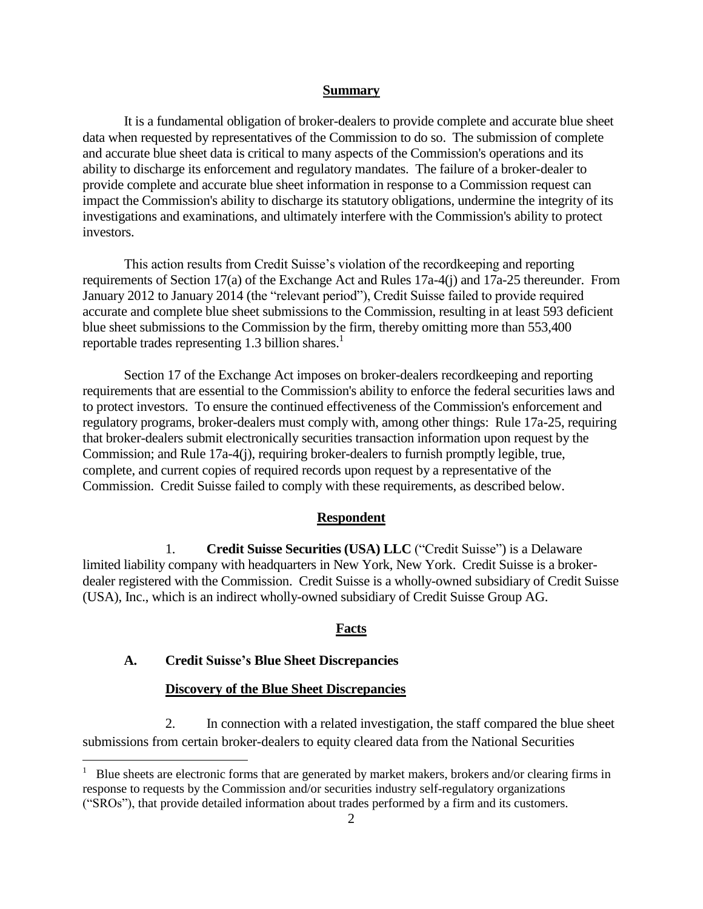## Summary

It is a fundamental obligation of broker-dealers to provide complete and accurate blue sheet data when requested by representatives of the Commission to do so. The submission of complete and accurate blue sheet data is critical to many aspects of the Commission's operations and its ability to discharge its enforcement and regulatory mandates. The failure of a broker-dealer to provide complete and accurate blue sheet information in response to a Commission request can impact the Commission's ability to discharge its statutory obligations, undermine the integrity of its investigations and examinations, and ultimately interfere with the Commission's ability to protect investors.

This action results from Credit Suisse's violation of the recordkeeping and reporting requirements of Section 17(a) of the Exchange Act and Rules 17a-4(j) and 17a-25 thereunder. From January 2012 to January 2014 (the "relevant period"), Credit Suisse failed to provide required accurate and complete blue sheet submissions to the Commission, resulting in at least 593 deficient blue sheet submissions to the Commission by the firm, thereby omitting more than 553,400 reportable trades representing 1.3 billion shares.[1]

Section 17 of the Exchange Act imposes on broker-dealers recordkeeping and reporting requirements that are essential to the Commission's ability to enforce the federal securities laws and to protect investors. To ensure the continued effectiveness of the Commission's enforcement and regulatory programs, broker-dealers must comply with, among other things: Rule 17a-25, requiring that broker-dealers submit electronically securities transaction information upon request by the Commission; and Rule 17a-4(j), requiring broker-dealers to furnish promptly legible, true, complete, and current copies of required records upon request by a representative of the Commission. Credit Suisse failed to comply with these requirements, as described below.

## Respondent

1. **Credit Suisse Securities (USA) LLC** ("Credit Suisse") is a Delaware limited liability company with headquarters in New York, New York. Credit Suisse is a broker-dealer registered with the Commission. Credit Suisse is a wholly-owned subsidiary of Credit Suisse (USA), Inc., which is an indirect wholly-owned subsidiary of Credit Suisse Group AG.

## Facts

### A. Credit Suisse's Blue Sheet Discrepancies

#### Discovery of the Blue Sheet Discrepancies

2. In connection with a related investigation, the staff compared the blue sheet submissions from certain broker-dealers to equity cleared data from the National Securities

---

[1] Blue sheets are electronic forms that are generated by market makers, brokers and/or clearing firms in response to requests by the Commission and/or securities industry self-regulatory organizations ("SROs"), that provide detailed information about trades performed by a firm and its customers.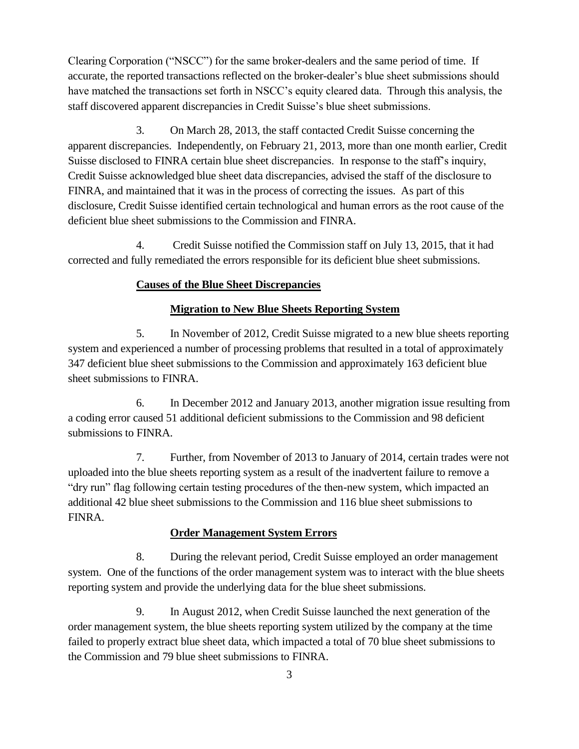Clearing Corporation ("NSCC") for the same broker-dealers and the same period of time. If accurate, the reported transactions reflected on the broker-dealer's blue sheet submissions should have matched the transactions set forth in NSCC's equity cleared data. Through this analysis, the staff discovered apparent discrepancies in Credit Suisse's blue sheet submissions.

3. On March 28, 2013, the staff contacted Credit Suisse concerning the apparent discrepancies. Independently, on February 21, 2013, more than one month earlier, Credit Suisse disclosed to FINRA certain blue sheet discrepancies. In response to the staff's inquiry, Credit Suisse acknowledged blue sheet data discrepancies, advised the staff of the disclosure to FINRA, and maintained that it was in the process of correcting the issues. As part of this disclosure, Credit Suisse identified certain technological and human errors as the root cause of the deficient blue sheet submissions to the Commission and FINRA.

4. Credit Suisse notified the Commission staff on July 13, 2015, that it had corrected and fully remediated the errors responsible for its deficient blue sheet submissions.

**Causes of the Blue Sheet Discrepancies**

**Migration to New Blue Sheets Reporting System**

5. In November of 2012, Credit Suisse migrated to a new blue sheets reporting system and experienced a number of processing problems that resulted in a total of approximately 347 deficient blue sheet submissions to the Commission and approximately 163 deficient blue sheet submissions to FINRA.

6. In December 2012 and January 2013, another migration issue resulting from a coding error caused 51 additional deficient submissions to the Commission and 98 deficient submissions to FINRA.

7. Further, from November of 2013 to January of 2014, certain trades were not uploaded into the blue sheets reporting system as a result of the inadvertent failure to remove a "dry run" flag following certain testing procedures of the then-new system, which impacted an additional 42 blue sheet submissions to the Commission and 116 blue sheet submissions to FINRA.

**Order Management System Errors**

8. During the relevant period, Credit Suisse employed an order management system. One of the functions of the order management system was to interact with the blue sheets reporting system and provide the underlying data for the blue sheet submissions.

9. In August 2012, when Credit Suisse launched the next generation of the order management system, the blue sheets reporting system utilized by the company at the time failed to properly extract blue sheet data, which impacted a total of 70 blue sheet submissions to the Commission and 79 blue sheet submissions to FINRA.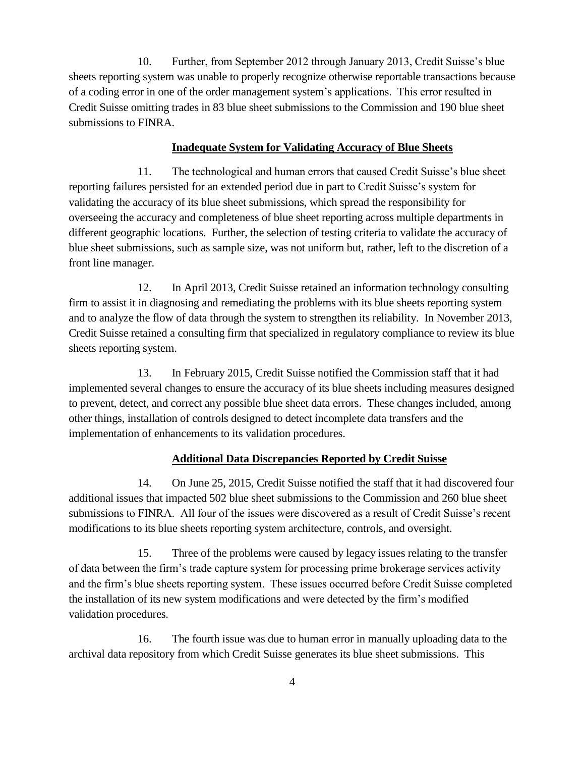10. Further, from September 2012 through January 2013, Credit Suisse's blue sheets reporting system was unable to properly recognize otherwise reportable transactions because of a coding error in one of the order management system's applications. This error resulted in Credit Suisse omitting trades in 83 blue sheet submissions to the Commission and 190 blue sheet submissions to FINRA.

**Inadequate System for Validating Accuracy of Blue Sheets**

11. The technological and human errors that caused Credit Suisse's blue sheet reporting failures persisted for an extended period due in part to Credit Suisse's system for validating the accuracy of its blue sheet submissions, which spread the responsibility for overseeing the accuracy and completeness of blue sheet reporting across multiple departments in different geographic locations. Further, the selection of testing criteria to validate the accuracy of blue sheet submissions, such as sample size, was not uniform but, rather, left to the discretion of a front line manager.

12. In April 2013, Credit Suisse retained an information technology consulting firm to assist it in diagnosing and remediating the problems with its blue sheets reporting system and to analyze the flow of data through the system to strengthen its reliability. In November 2013, Credit Suisse retained a consulting firm that specialized in regulatory compliance to review its blue sheets reporting system.

13. In February 2015, Credit Suisse notified the Commission staff that it had implemented several changes to ensure the accuracy of its blue sheets including measures designed to prevent, detect, and correct any possible blue sheet data errors. These changes included, among other things, installation of controls designed to detect incomplete data transfers and the implementation of enhancements to its validation procedures.

**Additional Data Discrepancies Reported by Credit Suisse**

14. On June 25, 2015, Credit Suisse notified the staff that it had discovered four additional issues that impacted 502 blue sheet submissions to the Commission and 260 blue sheet submissions to FINRA. All four of the issues were discovered as a result of Credit Suisse's recent modifications to its blue sheets reporting system architecture, controls, and oversight.

15. Three of the problems were caused by legacy issues relating to the transfer of data between the firm's trade capture system for processing prime brokerage services activity and the firm's blue sheets reporting system. These issues occurred before Credit Suisse completed the installation of its new system modifications and were detected by the firm's modified validation procedures.

16. The fourth issue was due to human error in manually uploading data to the archival data repository from which Credit Suisse generates its blue sheet submissions. This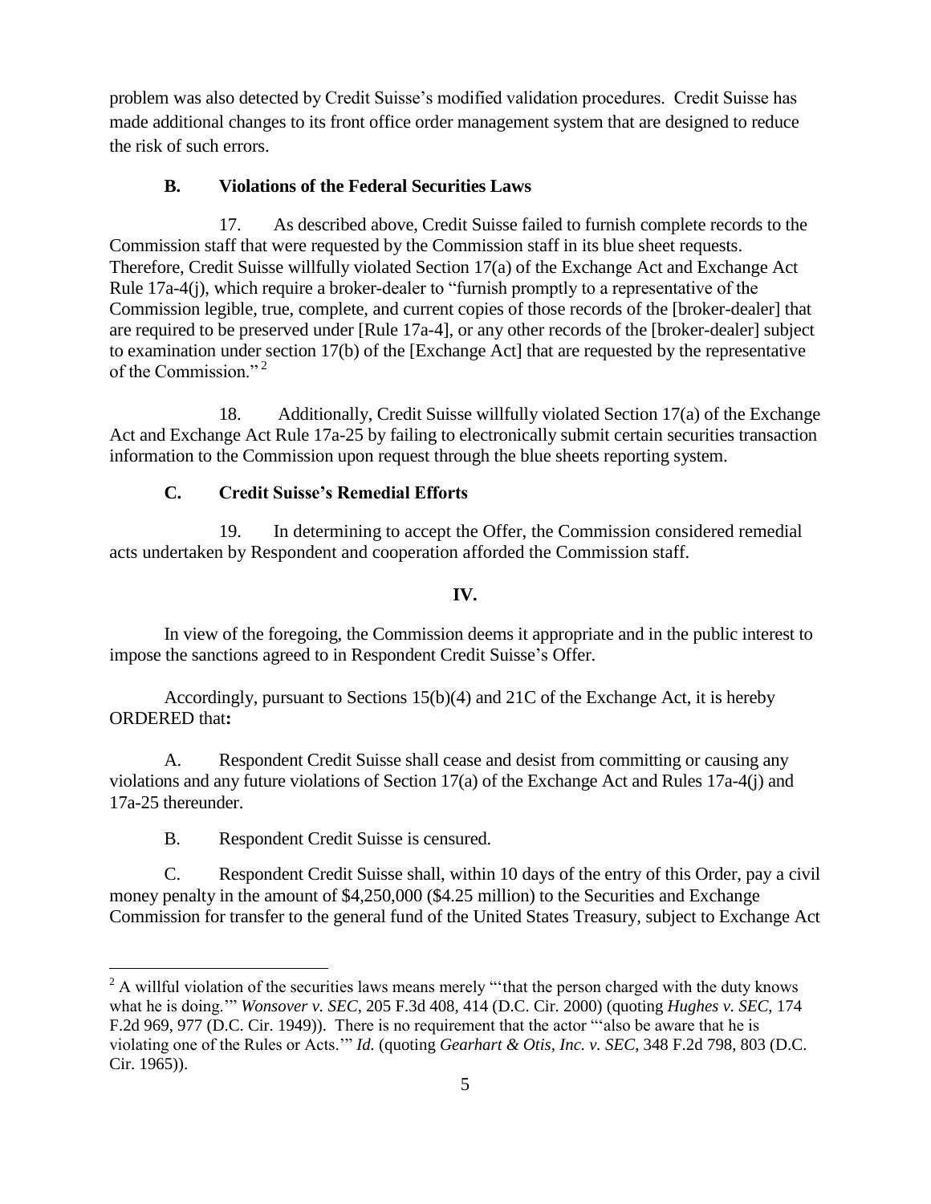problem was also detected by Credit Suisse's modified validation procedures. Credit Suisse has made additional changes to its front office order management system that are designed to reduce the risk of such errors.

### B. Violations of the Federal Securities Laws

17. As described above, Credit Suisse failed to furnish complete records to the Commission staff that were requested by the Commission staff in its blue sheet requests. Therefore, Credit Suisse willfully violated Section 17(a) of the Exchange Act and Exchange Act Rule 17a-4(j), which require a broker-dealer to "furnish promptly to a representative of the Commission legible, true, complete, and current copies of those records of the [broker-dealer] that are required to be preserved under [Rule 17a-4], or any other records of the [broker-dealer] subject to examination under section 17(b) of the [Exchange Act] that are requested by the representative of the Commission."[2]

18. Additionally, Credit Suisse willfully violated Section 17(a) of the Exchange Act and Exchange Act Rule 17a-25 by failing to electronically submit certain securities transaction information to the Commission upon request through the blue sheets reporting system.

### C. Credit Suisse's Remedial Efforts

19. In determining to accept the Offer, the Commission considered remedial acts undertaken by Respondent and cooperation afforded the Commission staff.

## IV.

In view of the foregoing, the Commission deems it appropriate and in the public interest to impose the sanctions agreed to in Respondent Credit Suisse's Offer.

Accordingly, pursuant to Sections 15(b)(4) and 21C of the Exchange Act, it is hereby ORDERED that**:**

A. Respondent Credit Suisse shall cease and desist from committing or causing any violations and any future violations of Section 17(a) of the Exchange Act and Rules 17a-4(j) and 17a-25 thereunder.

B. Respondent Credit Suisse is censured.

C. Respondent Credit Suisse shall, within 10 days of the entry of this Order, pay a civil money penalty in the amount of $4,250,000 ($4.25 million) to the Securities and Exchange Commission for transfer to the general fund of the United States Treasury, subject to Exchange Act

---

[2] A willful violation of the securities laws means merely "'that the person charged with the duty knows what he is doing.'" *Wonsover v. SEC*, 205 F.3d 408, 414 (D.C. Cir. 2000) (quoting *Hughes v. SEC*, 174 F.2d 969, 977 (D.C. Cir. 1949)). There is no requirement that the actor "'also be aware that he is violating one of the Rules or Acts.'" *Id.* (quoting *Gearhart & Otis, Inc. v. SEC*, 348 F.2d 798, 803 (D.C. Cir. 1965)).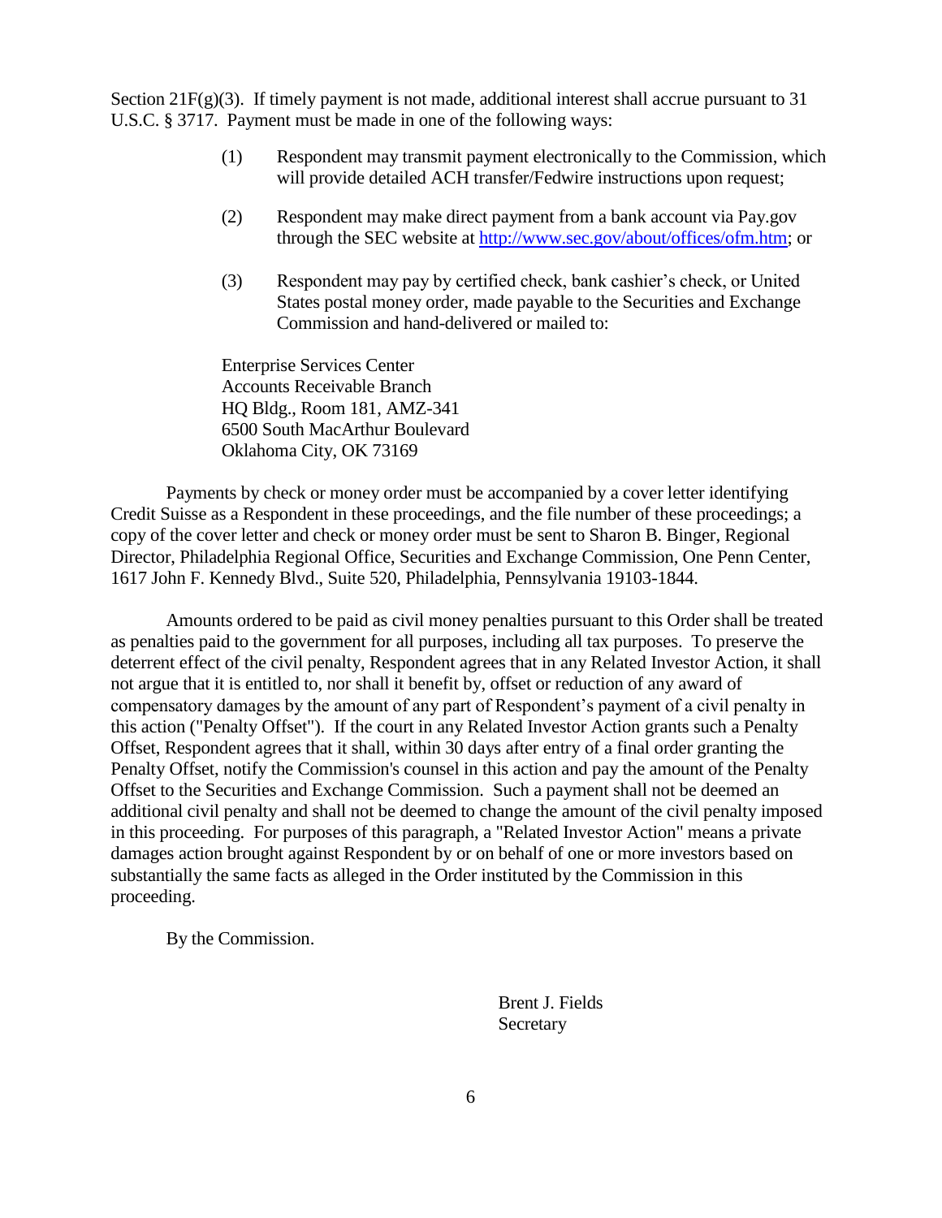Section 21F(g)(3). If timely payment is not made, additional interest shall accrue pursuant to 31 U.S.C. § 3717. Payment must be made in one of the following ways:

(1) Respondent may transmit payment electronically to the Commission, which will provide detailed ACH transfer/Fedwire instructions upon request;

(2) Respondent may make direct payment from a bank account via Pay.gov through the SEC website at http://www.sec.gov/about/offices/ofm.htm; or

(3) Respondent may pay by certified check, bank cashier's check, or United States postal money order, made payable to the Securities and Exchange Commission and hand-delivered or mailed to:

Enterprise Services Center
Accounts Receivable Branch
HQ Bldg., Room 181, AMZ-341
6500 South MacArthur Boulevard
Oklahoma City, OK 73169

Payments by check or money order must be accompanied by a cover letter identifying Credit Suisse as a Respondent in these proceedings, and the file number of these proceedings; a copy of the cover letter and check or money order must be sent to Sharon B. Binger, Regional Director, Philadelphia Regional Office, Securities and Exchange Commission, One Penn Center, 1617 John F. Kennedy Blvd., Suite 520, Philadelphia, Pennsylvania 19103-1844.

Amounts ordered to be paid as civil money penalties pursuant to this Order shall be treated as penalties paid to the government for all purposes, including all tax purposes. To preserve the deterrent effect of the civil penalty, Respondent agrees that in any Related Investor Action, it shall not argue that it is entitled to, nor shall it benefit by, offset or reduction of any award of compensatory damages by the amount of any part of Respondent's payment of a civil penalty in this action ("Penalty Offset"). If the court in any Related Investor Action grants such a Penalty Offset, Respondent agrees that it shall, within 30 days after entry of a final order granting the Penalty Offset, notify the Commission's counsel in this action and pay the amount of the Penalty Offset to the Securities and Exchange Commission. Such a payment shall not be deemed an additional civil penalty and shall not be deemed to change the amount of the civil penalty imposed in this proceeding. For purposes of this paragraph, a "Related Investor Action" means a private damages action brought against Respondent by or on behalf of one or more investors based on substantially the same facts as alleged in the Order instituted by the Commission in this proceeding.

By the Commission.

Brent J. Fields
Secretary